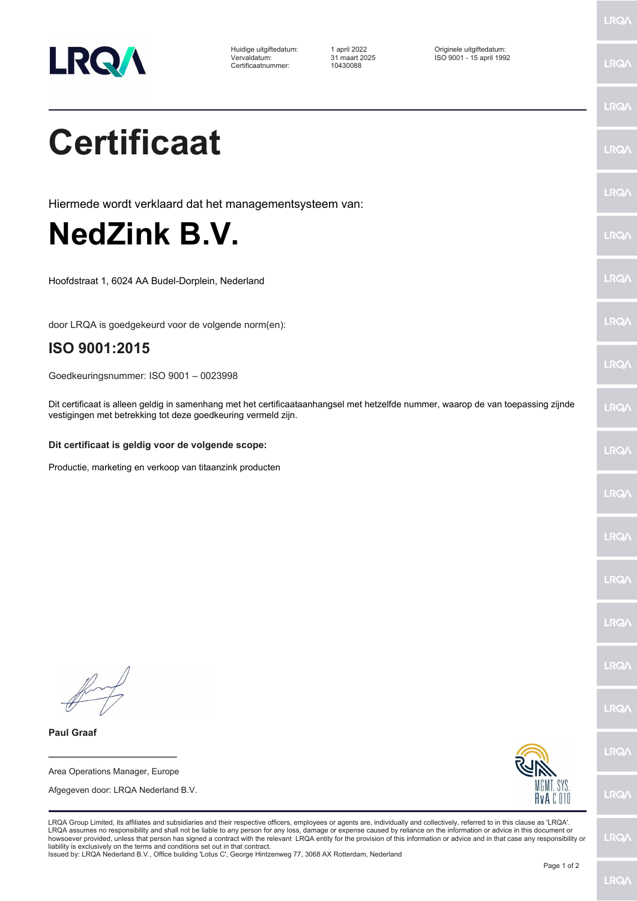| | | |
|---|---|---|
| Huidige uitgiftedatum: | 1 april 2022 | Originele uitgiftedatum: |
| Vervaldatum: | 31 maart 2025 | ISO 9001 - 15 april 1992 |
| Certificaatnummer: | 10430088 | |

# Certificaat

Hiermede wordt verklaard dat het managementsysteem van:

# NedZink B.V.

Hoofdstraat 1, 6024 AA Budel-Dorplein, Nederland

door LRQA is goedgekeurd voor de volgende norm(en):

## ISO 9001:2015

Goedkeuringsnummer: ISO 9001 – 0023998

Dit certificaat is alleen geldig in samenhang met het certificaataanhangsel met hetzelfde nummer, waarop de van toepassing zijnde vestigingen met betrekking tot deze goedkeuring vermeld zijn.

**Dit certificaat is geldig voor de volgende scope:**

Productie, marketing en verkoop van titaanzink producten

**Paul Graaf**

Area Operations Manager, Europe

Afgegeven door: LRQA Nederland B.V.

MGMT. SYS.
RvA C 010

LRQA Group Limited, its affiliates and subsidiaries and their respective officers, employees or agents are, individually and collectively, referred to in this clause as 'LRQA'. LRQA assumes no responsibility and shall not be liable to any person for any loss, damage or expense caused by reliance on the information or advice in this document or howsoever provided, unless that person has signed a contract with the relevant LRQA entity for the provision of this information or advice and in that case any responsibility or liability is exclusively on the terms and conditions set out in that contract.
Issued by: LRQA Nederland B.V., Office building 'Lotus C', George Hintzenweg 77, 3068 AX Rotterdam, Nederland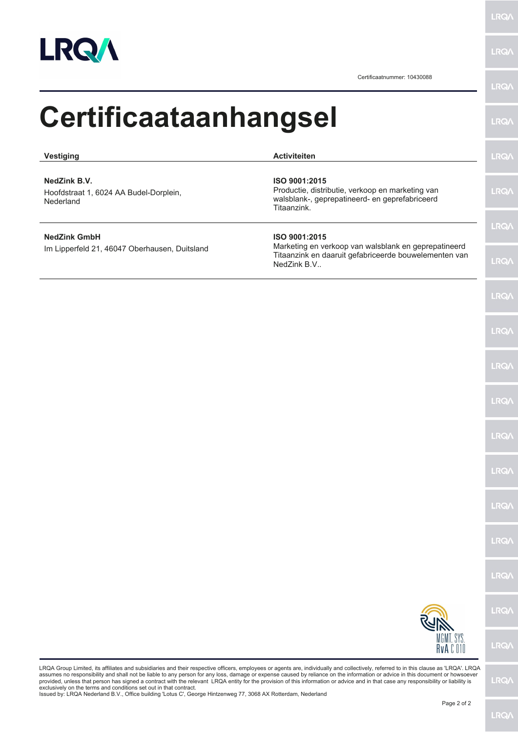Certificaatnummer: 10430088

# Certificaataanhangsel

| Vestiging | Activiteiten |
| --- | --- |
| **NedZink B.V.**<br>Hoofdstraat 1, 6024 AA Budel-Dorplein, Nederland | **ISO 9001:2015**<br>Productie, distributie, verkoop en marketing van walsblank-, geprepatineerd- en geprefabriceerd Titaanzink. |
| **NedZink GmbH**<br>Im Lipperfeld 21, 46047 Oberhausen, Duitsland | **ISO 9001:2015**<br>Marketing en verkoop van walsblank en geprepatineerd Titaanzink en daaruit gefabriceerde bouwelementen van NedZink B.V.. |

MGMT. SYS.
RvA C 010

LRQA Group Limited, its affiliates and subsidiaries and their respective officers, employees or agents are, individually and collectively, referred to in this clause as 'LRQA'. LRQA assumes no responsibility and shall not be liable to any person for any loss, damage or expense caused by reliance on the information or advice in this document or howsoever provided, unless that person has signed a contract with the relevant LRQA entity for the provision of this information or advice and in that case any responsibility or liability is exclusively on the terms and conditions set out in that contract.
Issued by: LRQA Nederland B.V., Office building 'Lotus C', George Hintzenweg 77, 3068 AX Rotterdam, Nederland